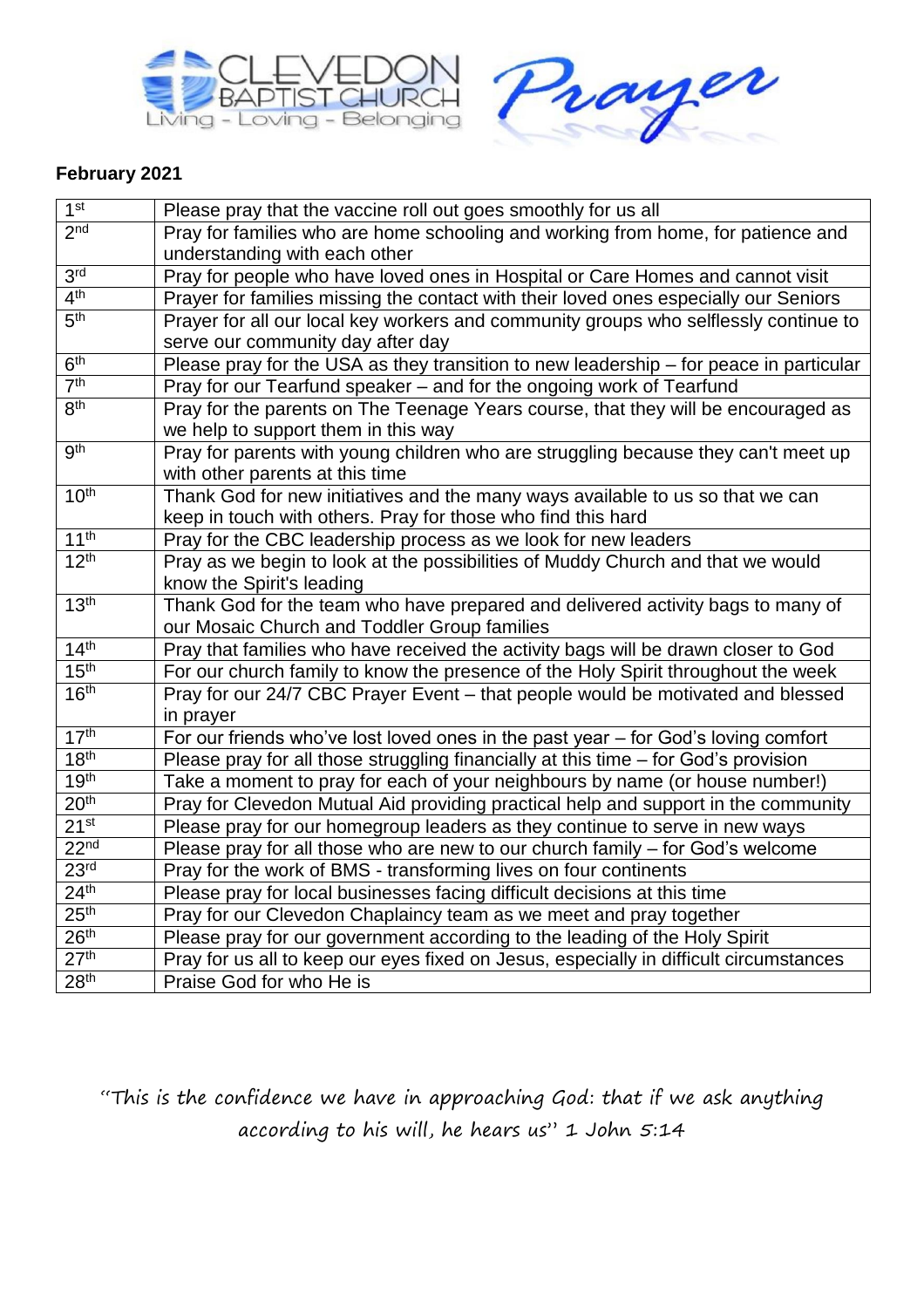CLEVEDON BAPTIST CHURCH
Living - Loving - Belonging

Prayer

**February 2021**

| | |
|---|---|
| 1st | Please pray that the vaccine roll out goes smoothly for us all |
| 2nd | Pray for families who are home schooling and working from home, for patience and understanding with each other |
| 3rd | Pray for people who have loved ones in Hospital or Care Homes and cannot visit |
| 4th | Prayer for families missing the contact with their loved ones especially our Seniors |
| 5th | Prayer for all our local key workers and community groups who selflessly continue to serve our community day after day |
| 6th | Please pray for the USA as they transition to new leadership – for peace in particular |
| 7th | Pray for our Tearfund speaker – and for the ongoing work of Tearfund |
| 8th | Pray for the parents on The Teenage Years course, that they will be encouraged as we help to support them in this way |
| 9th | Pray for parents with young children who are struggling because they can't meet up with other parents at this time |
| 10th | Thank God for new initiatives and the many ways available to us so that we can keep in touch with others. Pray for those who find this hard |
| 11th | Pray for the CBC leadership process as we look for new leaders |
| 12th | Pray as we begin to look at the possibilities of Muddy Church and that we would know the Spirit's leading |
| 13th | Thank God for the team who have prepared and delivered activity bags to many of our Mosaic Church and Toddler Group families |
| 14th | Pray that families who have received the activity bags will be drawn closer to God |
| 15th | For our church family to know the presence of the Holy Spirit throughout the week |
| 16th | Pray for our 24/7 CBC Prayer Event – that people would be motivated and blessed in prayer |
| 17th | For our friends who've lost loved ones in the past year – for God's loving comfort |
| 18th | Please pray for all those struggling financially at this time – for God's provision |
| 19th | Take a moment to pray for each of your neighbours by name (or house number!) |
| 20th | Pray for Clevedon Mutual Aid providing practical help and support in the community |
| 21st | Please pray for our homegroup leaders as they continue to serve in new ways |
| 22nd | Please pray for all those who are new to our church family – for God's welcome |
| 23rd | Pray for the work of BMS - transforming lives on four continents |
| 24th | Please pray for local businesses facing difficult decisions at this time |
| 25th | Pray for our Clevedon Chaplaincy team as we meet and pray together |
| 26th | Please pray for our government according to the leading of the Holy Spirit |
| 27th | Pray for us all to keep our eyes fixed on Jesus, especially in difficult circumstances |
| 28th | Praise God for who He is |

"This is the confidence we have in approaching God: that if we ask anything according to his will, he hears us" 1 John 5:14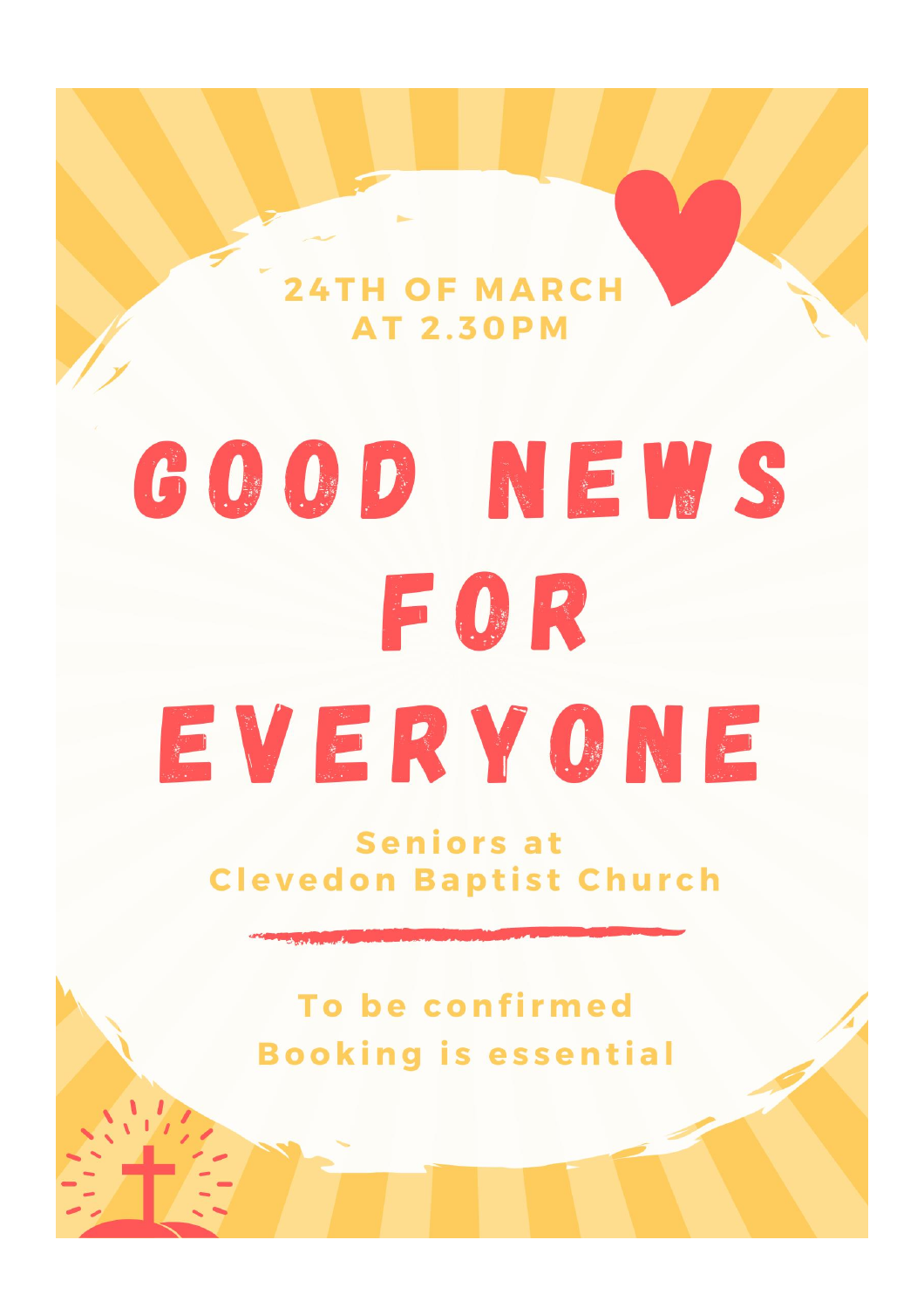24TH OF MARCH
AT 2.30PM

# GOOD NEWS FOR EVERYONE

Seniors at
Clevedon Baptist Church

To be confirmed
Booking is essential